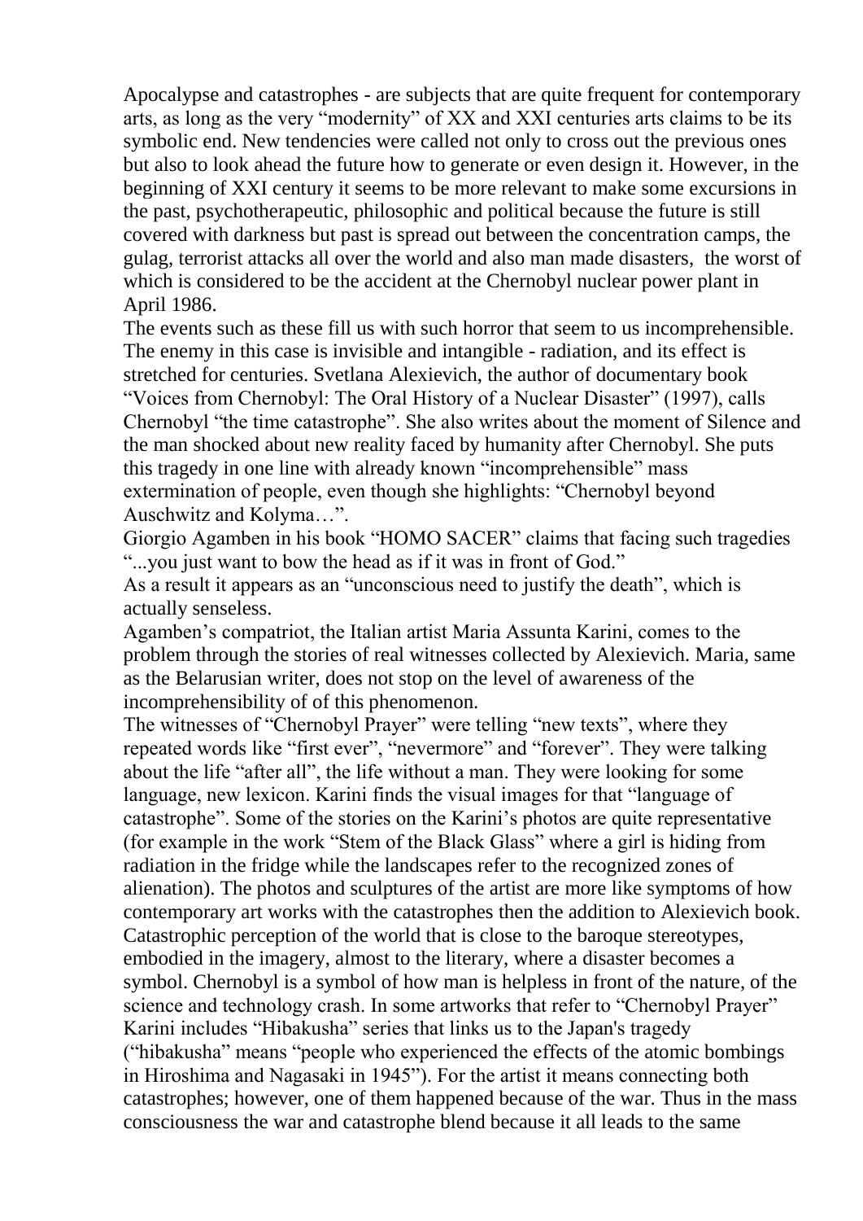Apocalypse and catastrophes - are subjects that are quite frequent for contemporary arts, as long as the very “modernity” of XX and XXI centuries arts claims to be its symbolic end. New tendencies were called not only to cross out the previous ones but also to look ahead the future how to generate or even design it. However, in the beginning of XXI century it seems to be more relevant to make some excursions in the past, psychotherapeutic, philosophic and political because the future is still covered with darkness but past is spread out between the concentration camps, the gulag, terrorist attacks all over the world and also man made disasters, the worst of which is considered to be the accident at the Chernobyl nuclear power plant in April 1986.

The events such as these fill us with such horror that seem to us incomprehensible. The enemy in this case is invisible and intangible - radiation, and its effect is stretched for centuries. Svetlana Alexievich, the author of documentary book “Voices from Chernobyl: The Oral History of a Nuclear Disaster” (1997), calls Chernobyl “the time catastrophe”. She also writes about the moment of Silence and the man shocked about new reality faced by humanity after Chernobyl. She puts this tragedy in one line with already known “incomprehensible” mass extermination of people, even though she highlights: “Chernobyl beyond Auschwitz and Kolyma…”.

Giorgio Agamben in his book “HOMO SACER” claims that facing such tragedies “...you just want to bow the head as if it was in front of God.”

As a result it appears as an “unconscious need to justify the death”, which is actually senseless.

Agamben’s compatriot, the Italian artist Maria Assunta Karini, comes to the problem through the stories of real witnesses collected by Alexievich. Maria, same as the Belarusian writer, does not stop on the level of awareness of the incomprehensibility of of this phenomenon.

The witnesses of “Chernobyl Prayer” were telling “new texts”, where they repeated words like “first ever”, “nevermore” and “forever”. They were talking about the life “after all”, the life without a man. They were looking for some language, new lexicon. Karini finds the visual images for that “language of catastrophe”. Some of the stories on the Karini’s photos are quite representative (for example in the work “Stem of the Black Glass” where a girl is hiding from radiation in the fridge while the landscapes refer to the recognized zones of alienation). The photos and sculptures of the artist are more like symptoms of how contemporary art works with the catastrophes then the addition to Alexievich book. Catastrophic perception of the world that is close to the baroque stereotypes, embodied in the imagery, almost to the literary, where a disaster becomes a symbol. Chernobyl is a symbol of how man is helpless in front of the nature, of the science and technology crash. In some artworks that refer to “Chernobyl Prayer” Karini includes “Hibakusha” series that links us to the Japan's tragedy (“hibakusha” means “people who experienced the effects of the atomic bombings in Hiroshima and Nagasaki in 1945”). For the artist it means connecting both catastrophes; however, one of them happened because of the war. Thus in the mass consciousness the war and catastrophe blend because it all leads to the same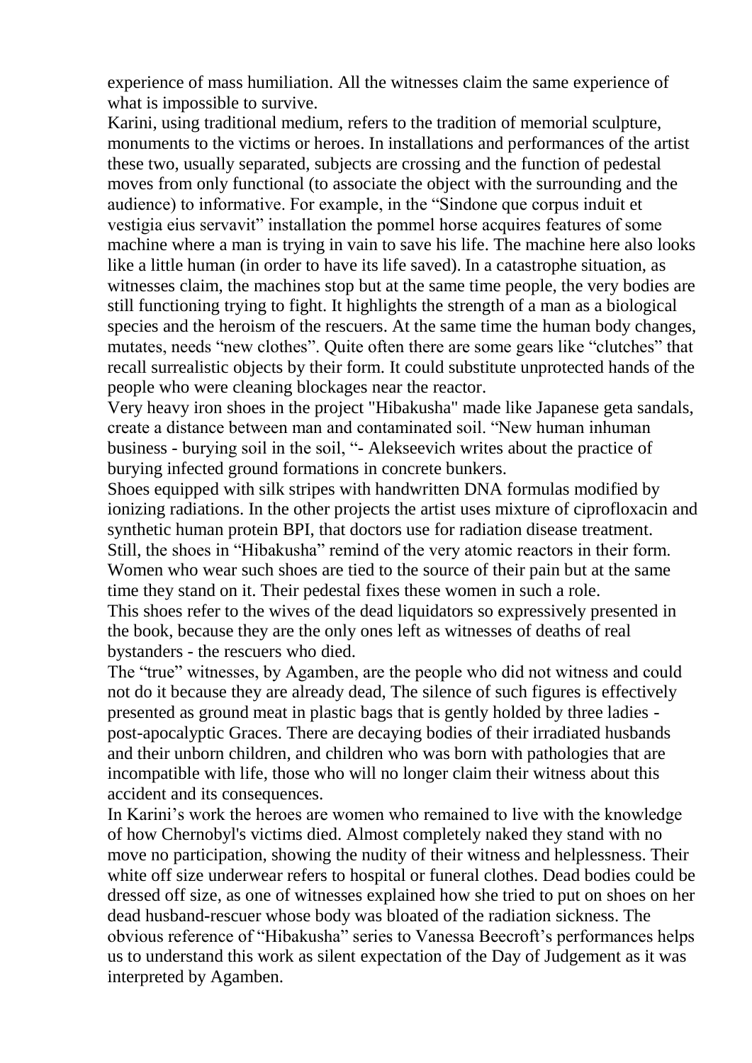experience of mass humiliation. All the witnesses claim the same experience of what is impossible to survive.

Karini, using traditional medium, refers to the tradition of memorial sculpture, monuments to the victims or heroes. In installations and performances of the artist these two, usually separated, subjects are crossing and the function of pedestal moves from only functional (to associate the object with the surrounding and the audience) to informative. For example, in the "Sindone que corpus induit et vestigia eius servavit" installation the pommel horse acquires features of some machine where a man is trying in vain to save his life. The machine here also looks like a little human (in order to have its life saved). In a catastrophe situation, as witnesses claim, the machines stop but at the same time people, the very bodies are still functioning trying to fight. It highlights the strength of a man as a biological species and the heroism of the rescuers. At the same time the human body changes, mutates, needs "new clothes". Quite often there are some gears like "clutches" that recall surrealistic objects by their form. It could substitute unprotected hands of the people who were cleaning blockages near the reactor.

Very heavy iron shoes in the project "Hibakusha" made like Japanese geta sandals, create a distance between man and contaminated soil. "New human inhuman business - burying soil in the soil, "- Alekseevich writes about the practice of burying infected ground formations in concrete bunkers.

Shoes equipped with silk stripes with handwritten DNA formulas modified by ionizing radiations. In the other projects the artist uses mixture of ciprofloxacin and synthetic human protein BPI, that doctors use for radiation disease treatment.

Still, the shoes in "Hibakusha" remind of the very atomic reactors in their form. Women who wear such shoes are tied to the source of their pain but at the same time they stand on it. Their pedestal fixes these women in such a role.

This shoes refer to the wives of the dead liquidators so expressively presented in the book, because they are the only ones left as witnesses of deaths of real bystanders - the rescuers who died.

The "true" witnesses, by Agamben, are the people who did not witness and could not do it because they are already dead, The silence of such figures is effectively presented as ground meat in plastic bags that is gently holded by three ladies - post-apocalyptic Graces. There are decaying bodies of their irradiated husbands and their unborn children, and children who was born with pathologies that are incompatible with life, those who will no longer claim their witness about this accident and its consequences.

In Karini's work the heroes are women who remained to live with the knowledge of how Chernobyl's victims died. Almost completely naked they stand with no move no participation, showing the nudity of their witness and helplessness. Their white off size underwear refers to hospital or funeral clothes. Dead bodies could be dressed off size, as one of witnesses explained how she tried to put on shoes on her dead husband-rescuer whose body was bloated of the radiation sickness. The obvious reference of "Hibakusha" series to Vanessa Beecroft's performances helps us to understand this work as silent expectation of the Day of Judgement as it was interpreted by Agamben.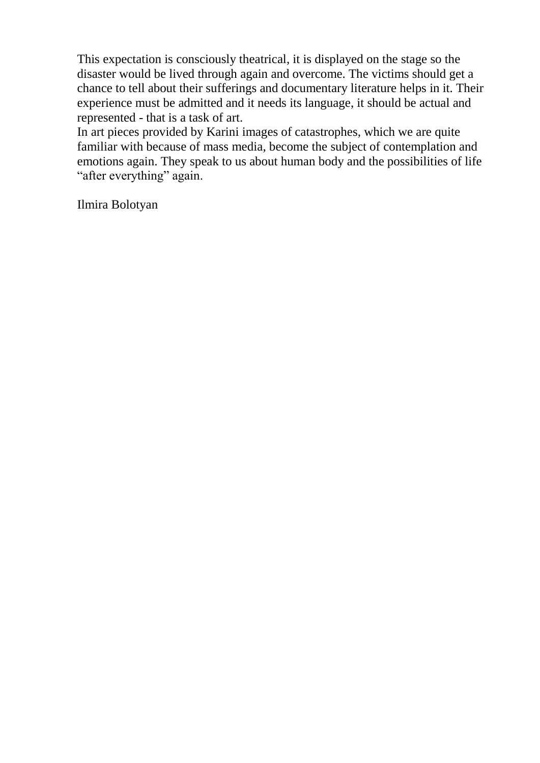This expectation is consciously theatrical, it is displayed on the stage so the disaster would be lived through again and overcome. The victims should get a chance to tell about their sufferings and documentary literature helps in it. Their experience must be admitted and it needs its language, it should be actual and represented - that is a task of art.

In art pieces provided by Karini images of catastrophes, which we are quite familiar with because of mass media, become the subject of contemplation and emotions again. They speak to us about human body and the possibilities of life "after everything" again.

Ilmira Bolotyan